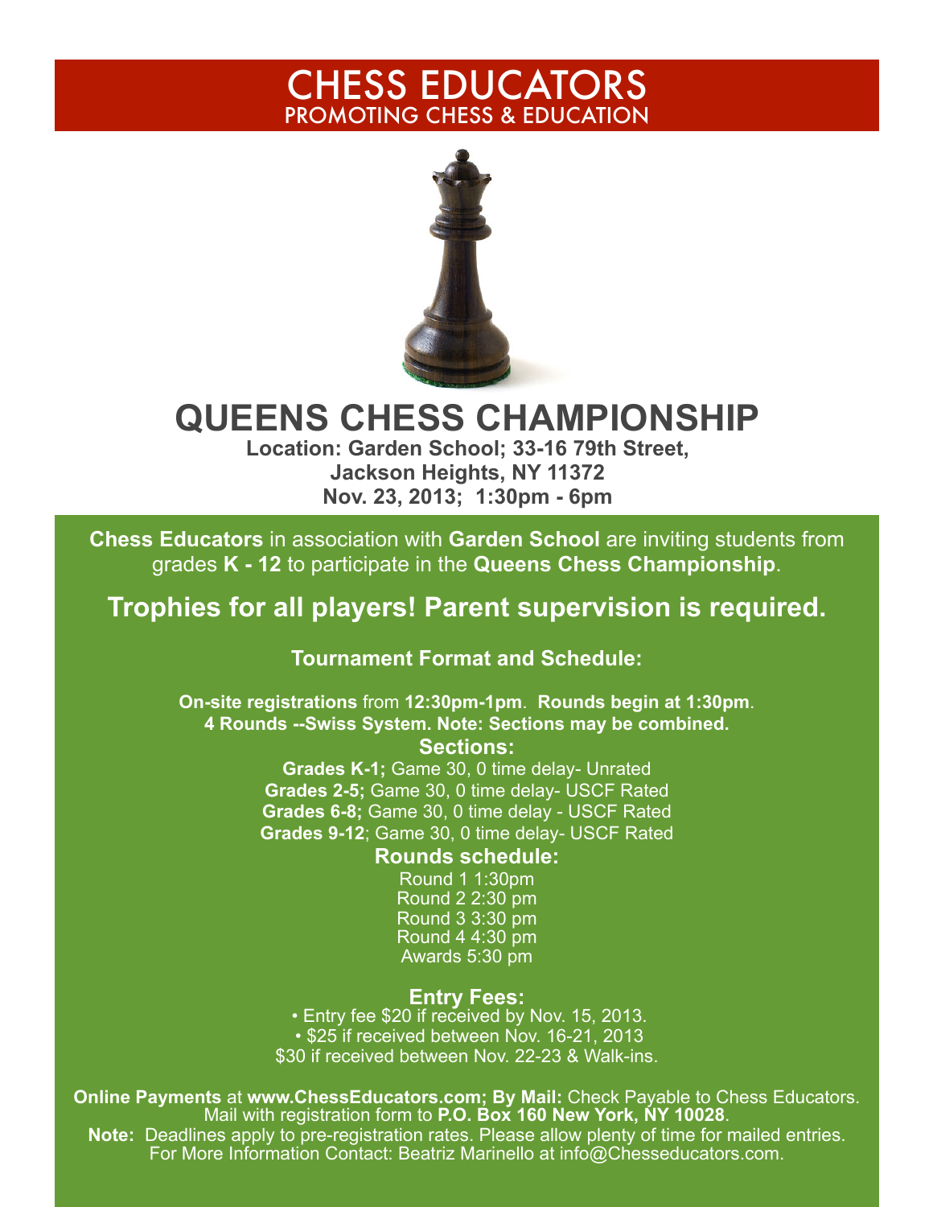# CHESS EDUCATORS

PROMOTING CHESS & EDUCATION

# QUEENS CHESS CHAMPIONSHIP

**Location: Garden School; 33-16 79th Street, Jackson Heights, NY 11372**
**Nov. 23, 2013; 1:30pm - 6pm**

**Chess Educators** in association with **Garden School** are inviting students from grades **K - 12** to participate in the **Queens Chess Championship**.

## Trophies for all players! Parent supervision is required.

### Tournament Format and Schedule:

**On-site registrations** from **12:30pm-1pm**. **Rounds begin at 1:30pm**.
**4 Rounds --Swiss System. Note: Sections may be combined.**

### Sections:

**Grades K-1;** Game 30, 0 time delay- Unrated
**Grades 2-5;** Game 30, 0 time delay- USCF Rated
**Grades 6-8;** Game 30, 0 time delay - USCF Rated
**Grades 9-12**; Game 30, 0 time delay- USCF Rated

### Rounds schedule:

Round 1 1:30pm
Round 2 2:30 pm
Round 3 3:30 pm
Round 4 4:30 pm
Awards 5:30 pm

### Entry Fees:

• Entry fee $20 if received by Nov. 15, 2013.
• $25 if received between Nov. 16-21, 2013
$30 if received between Nov. 22-23 & Walk-ins.

**Online Payments** at **www.ChessEducators.com; By Mail:** Check Payable to Chess Educators. Mail with registration form to **P.O. Box 160 New York, NY 10028**.

**Note:** Deadlines apply to pre-registration rates. Please allow plenty of time for mailed entries. For More Information Contact: Beatriz Marinello at info@Chesseducators.com.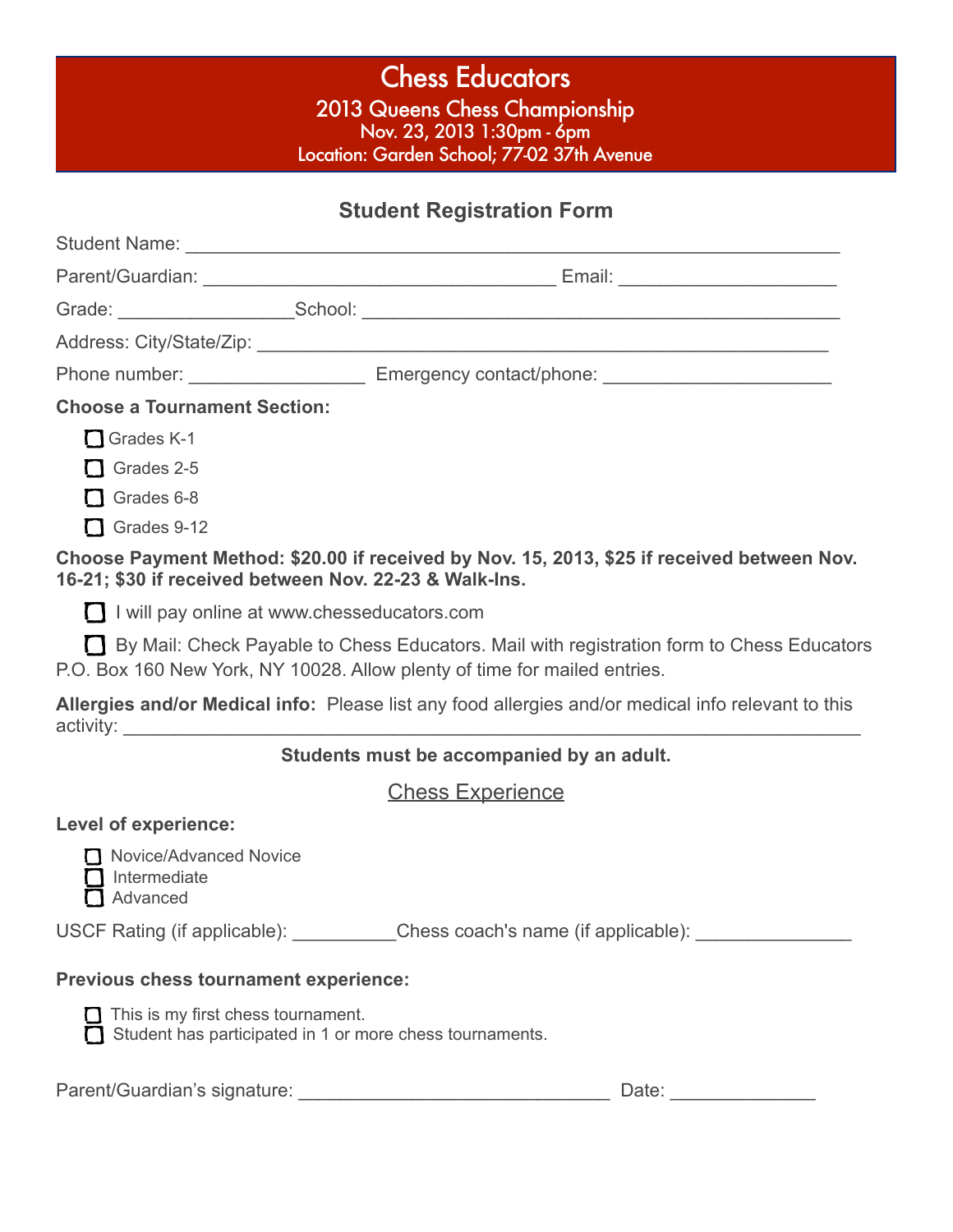# Chess Educators

## 2013 Queens Chess Championship

Nov. 23, 2013 1:30pm - 6pm

Location: Garden School; 77-02 37th Avenue

## Student Registration Form

Student Name: ___________________________________________________________

Parent/Guardian: _________________________________ Email: ____________________

Grade: ________________School: ______________________________________________

Address: City/State/Zip: _____________________________________________________

Phone number: ________________ Emergency contact/phone: _____________________

**Choose a Tournament Section:**

- ☐ Grades K-1
- ☐ Grades 2-5
- ☐ Grades 6-8
- ☐ Grades 9-12

**Choose Payment Method: $20.00 if received by Nov. 15, 2013, $25 if received between Nov. 16-21; $30 if received between Nov. 22-23 & Walk-Ins.**

- ☐ I will pay online at www.chesseducators.com
- ☐ By Mail: Check Payable to Chess Educators. Mail with registration form to Chess Educators P.O. Box 160 New York, NY 10028. Allow plenty of time for mailed entries.

**Allergies and/or Medical info:** Please list any food allergies and/or medical info relevant to this activity: ____________________________________________________________________

**Students must be accompanied by an adult.**

## Chess Experience

**Level of experience:**

- ☐ Novice/Advanced Novice
- ☐ Intermediate
- ☐ Advanced

USCF Rating (if applicable): __________Chess coach's name (if applicable): ______________

**Previous chess tournament experience:**

- ☐ This is my first chess tournament.
- ☐ Student has participated in 1 or more chess tournaments.

Parent/Guardian's signature: _____________________________ Date: _____________